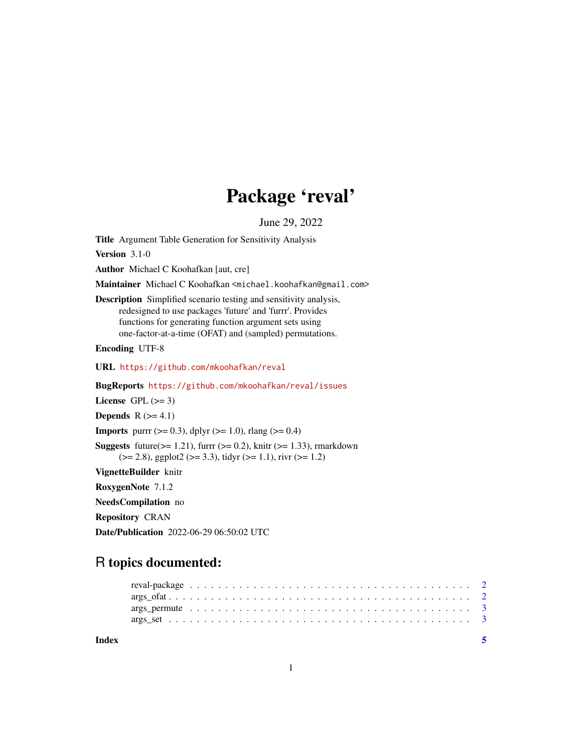# Package 'reval'

June 29, 2022

**Title** Argument Table Generation for Sensitivity Analysis

**Version** 3.1-0

**Author** Michael C Koohafkan [aut, cre]

**Maintainer** Michael C Koohafkan <michael.koohafkan@gmail.com>

**Description** Simplified scenario testing and sensitivity analysis, redesigned to use packages 'future' and 'furrr'. Provides functions for generating function argument sets using one-factor-at-a-time (OFAT) and (sampled) permutations.

**Encoding** UTF-8

**URL** https://github.com/mkoohafkan/reval

**BugReports** https://github.com/mkoohafkan/reval/issues

**License** GPL (>= 3)

**Depends** R (>= 4.1)

**Imports** purrr (>= 0.3), dplyr (>= 1.0), rlang (>= 0.4)

**Suggests** future(>= 1.21), furrr (>= 0.2), knitr (>= 1.33), rmarkdown (>= 2.8), ggplot2 (>= 3.3), tidyr (>= 1.1), rivr (>= 1.2)

**VignetteBuilder** knitr

**RoxygenNote** 7.1.2

**NeedsCompilation** no

**Repository** CRAN

**Date/Publication** 2022-06-29 06:50:02 UTC

## R topics documented:

reval-package . . . . . . . . . . . . . . . . . . . . . . . . . . . . . . . . . . . . . . . 2
args_ofat . . . . . . . . . . . . . . . . . . . . . . . . . . . . . . . . . . . . . . . . . . 2
args_permute . . . . . . . . . . . . . . . . . . . . . . . . . . . . . . . . . . . . . . . . 3
args_set . . . . . . . . . . . . . . . . . . . . . . . . . . . . . . . . . . . . . . . . . . 3

**Index** 5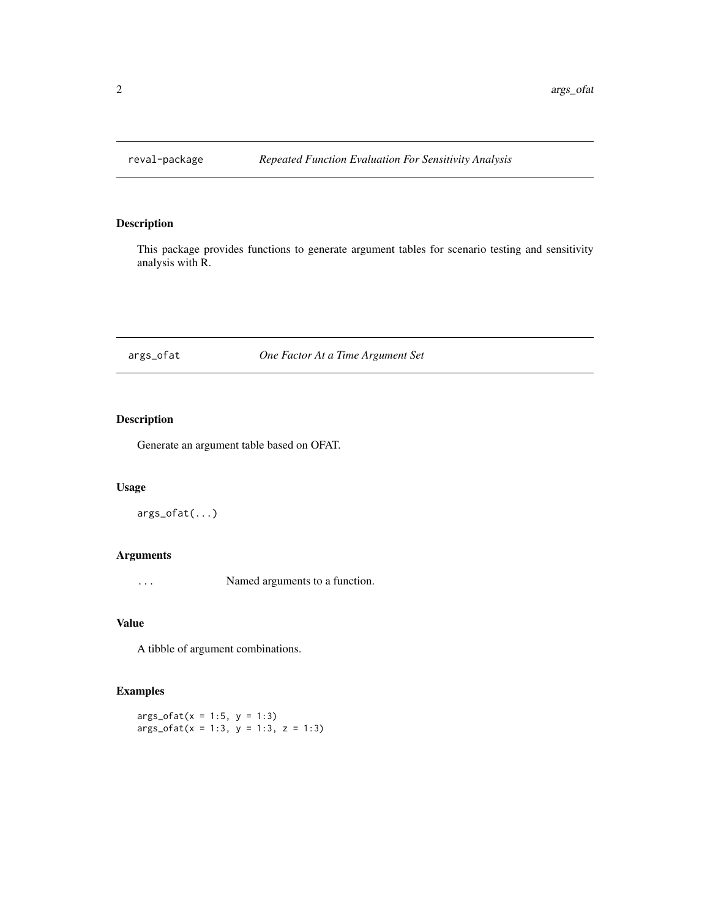## reval-package — *Repeated Function Evaluation For Sensitivity Analysis*

### Description

This package provides functions to generate argument tables for scenario testing and sensitivity analysis with R.

## args_ofat — *One Factor At a Time Argument Set*

### Description

Generate an argument table based on OFAT.

### Usage

```
args_ofat(...)
```

### Arguments

| | |
|---|---|
| ... | Named arguments to a function. |

### Value

A tibble of argument combinations.

### Examples

```
args_ofat(x = 1:5, y = 1:3)
args_ofat(x = 1:3, y = 1:3, z = 1:3)
```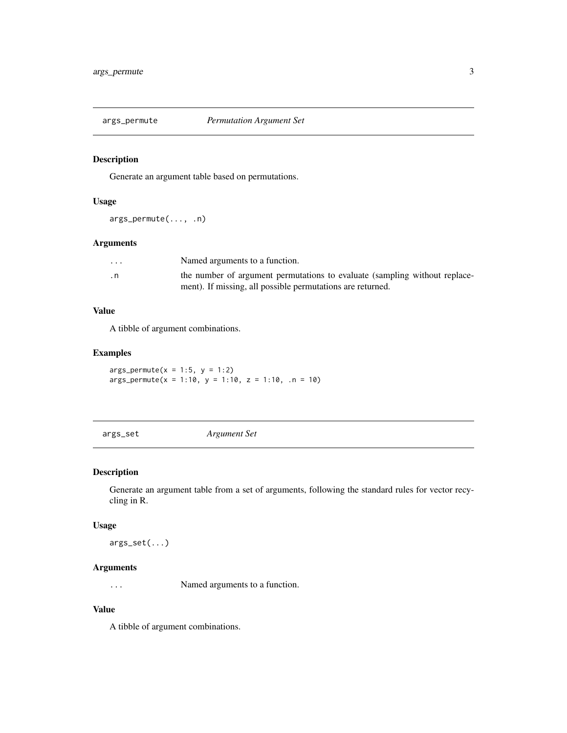## args_permute *Permutation Argument Set*

### Description

Generate an argument table based on permutations.

### Usage

```
args_permute(..., .n)
```

### Arguments

| | |
|---|---|
| ... | Named arguments to a function. |
| .n | the number of argument permutations to evaluate (sampling without replacement). If missing, all possible permutations are returned. |

### Value

A tibble of argument combinations.

### Examples

```
args_permute(x = 1:5, y = 1:2)
args_permute(x = 1:10, y = 1:10, z = 1:10, .n = 10)
```

## args_set *Argument Set*

### Description

Generate an argument table from a set of arguments, following the standard rules for vector recycling in R.

### Usage

```
args_set(...)
```

### Arguments

| | |
|---|---|
| ... | Named arguments to a function. |

### Value

A tibble of argument combinations.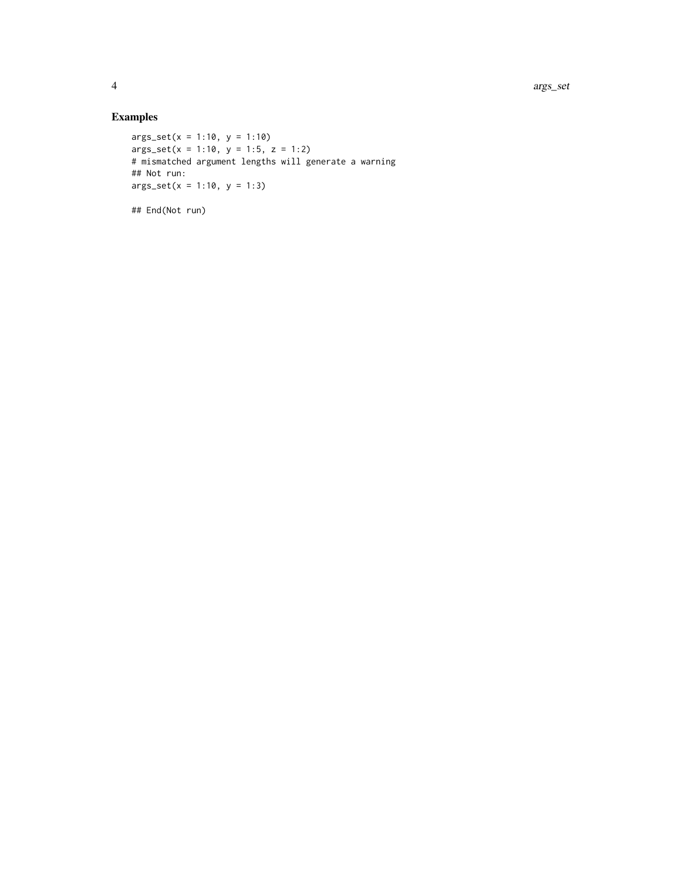## Examples

```
args_set(x = 1:10, y = 1:10)
args_set(x = 1:10, y = 1:5, z = 1:2)
# mismatched argument lengths will generate a warning
## Not run:
args_set(x = 1:10, y = 1:3)

## End(Not run)
```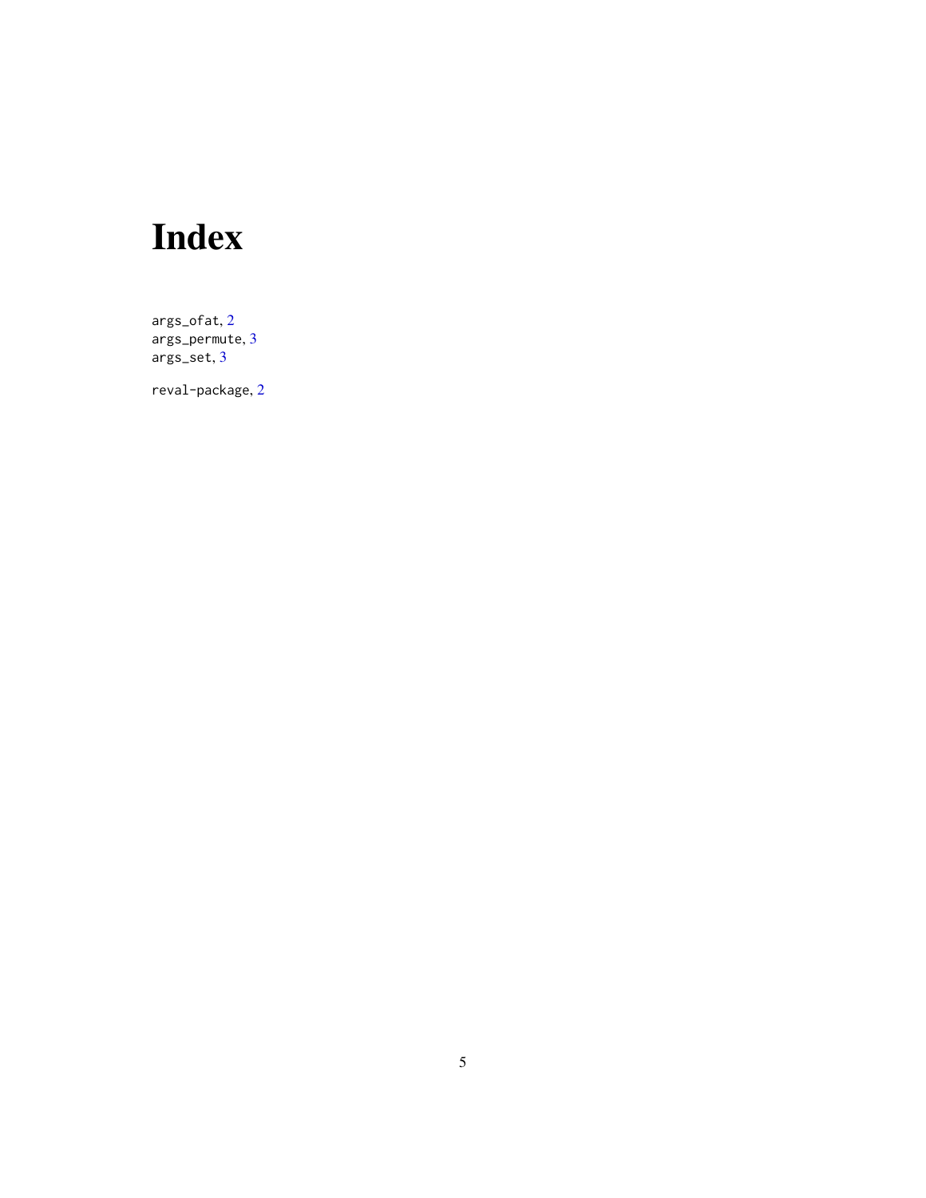# Index

args_ofat, 2
args_permute, 3
args_set, 3

reval-package, 2